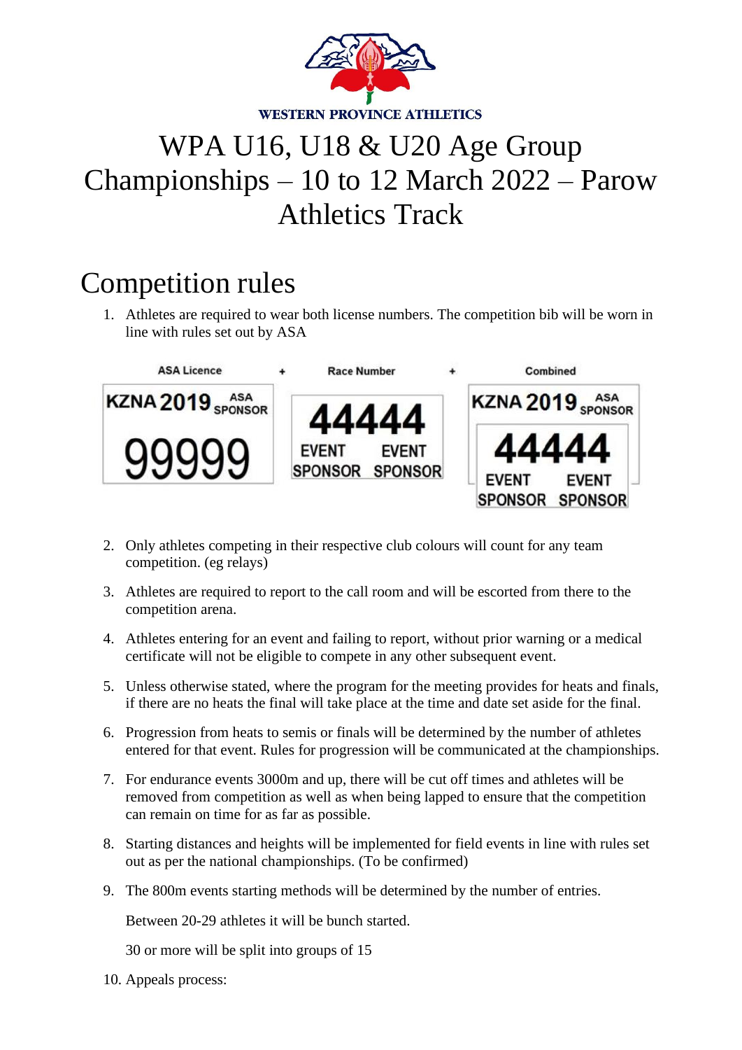WESTERN PROVINCE ATHLETICS

# WPA U16, U18 & U20 Age Group Championships – 10 to 12 March 2022 – Parow Athletics Track

## Competition rules

1. Athletes are required to wear both license numbers. The competition bib will be worn in line with rules set out by ASA

   ASA Licence + Race Number + Combined

2. Only athletes competing in their respective club colours will count for any team competition. (eg relays)
3. Athletes are required to report to the call room and will be escorted from there to the competition arena.
4. Athletes entering for an event and failing to report, without prior warning or a medical certificate will not be eligible to compete in any other subsequent event.
5. Unless otherwise stated, where the program for the meeting provides for heats and finals, if there are no heats the final will take place at the time and date set aside for the final.
6. Progression from heats to semis or finals will be determined by the number of athletes entered for that event. Rules for progression will be communicated at the championships.
7. For endurance events 3000m and up, there will be cut off times and athletes will be removed from competition as well as when being lapped to ensure that the competition can remain on time for as far as possible.
8. Starting distances and heights will be implemented for field events in line with rules set out as per the national championships. (To be confirmed)
9. The 800m events starting methods will be determined by the number of entries.

   Between 20-29 athletes it will be bunch started.

   30 or more will be split into groups of 15
10. Appeals process: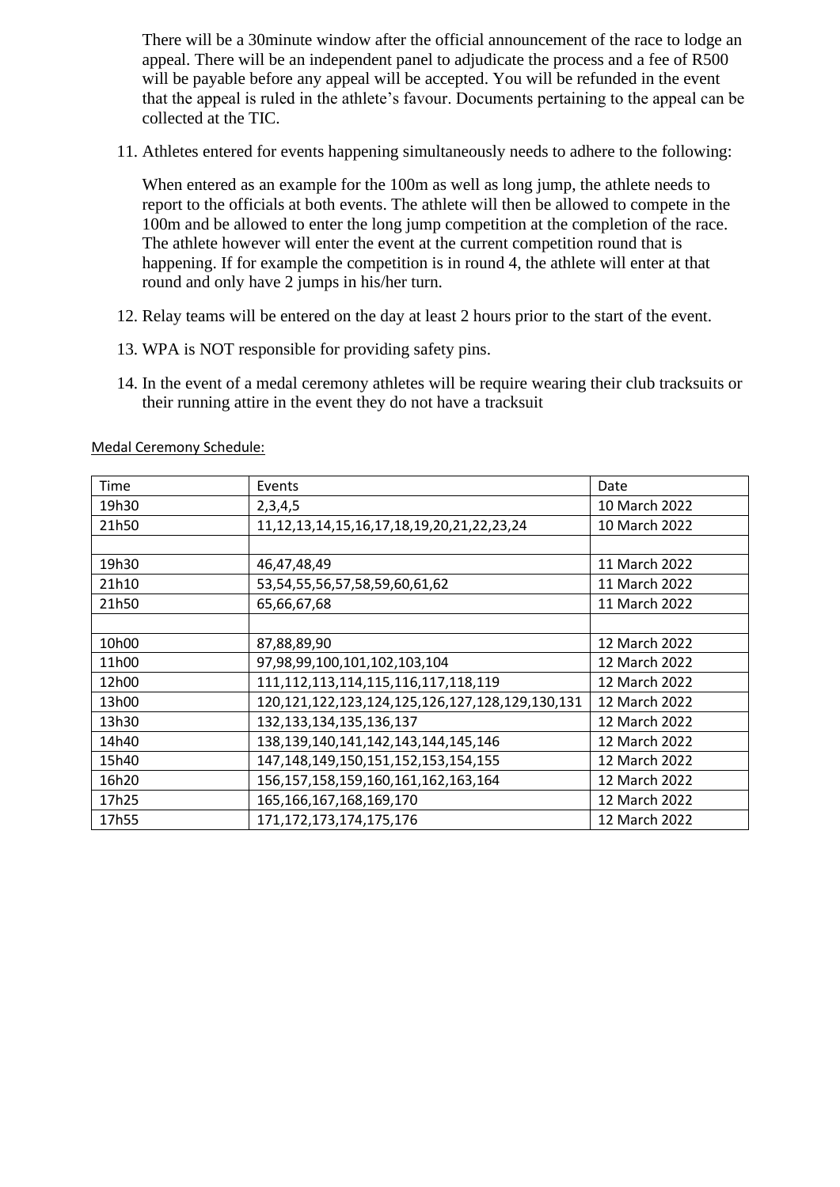There will be a 30minute window after the official announcement of the race to lodge an appeal. There will be an independent panel to adjudicate the process and a fee of R500 will be payable before any appeal will be accepted. You will be refunded in the event that the appeal is ruled in the athlete's favour. Documents pertaining to the appeal can be collected at the TIC.

11. Athletes entered for events happening simultaneously needs to adhere to the following:

    When entered as an example for the 100m as well as long jump, the athlete needs to report to the officials at both events. The athlete will then be allowed to compete in the 100m and be allowed to enter the long jump competition at the completion of the race. The athlete however will enter the event at the current competition round that is happening. If for example the competition is in round 4, the athlete will enter at that round and only have 2 jumps in his/her turn.

12. Relay teams will be entered on the day at least 2 hours prior to the start of the event.

13. WPA is NOT responsible for providing safety pins.

14. In the event of a medal ceremony athletes will be require wearing their club tracksuits or their running attire in the event they do not have a tracksuit

Medal Ceremony Schedule:

| Time | Events | Date |
|---|---|---|
| 19h30 | 2,3,4,5 | 10 March 2022 |
| 21h50 | 11,12,13,14,15,16,17,18,19,20,21,22,23,24 | 10 March 2022 |
| | | |
| 19h30 | 46,47,48,49 | 11 March 2022 |
| 21h10 | 53,54,55,56,57,58,59,60,61,62 | 11 March 2022 |
| 21h50 | 65,66,67,68 | 11 March 2022 |
| | | |
| 10h00 | 87,88,89,90 | 12 March 2022 |
| 11h00 | 97,98,99,100,101,102,103,104 | 12 March 2022 |
| 12h00 | 111,112,113,114,115,116,117,118,119 | 12 March 2022 |
| 13h00 | 120,121,122,123,124,125,126,127,128,129,130,131 | 12 March 2022 |
| 13h30 | 132,133,134,135,136,137 | 12 March 2022 |
| 14h40 | 138,139,140,141,142,143,144,145,146 | 12 March 2022 |
| 15h40 | 147,148,149,150,151,152,153,154,155 | 12 March 2022 |
| 16h20 | 156,157,158,159,160,161,162,163,164 | 12 March 2022 |
| 17h25 | 165,166,167,168,169,170 | 12 March 2022 |
| 17h55 | 171,172,173,174,175,176 | 12 March 2022 |